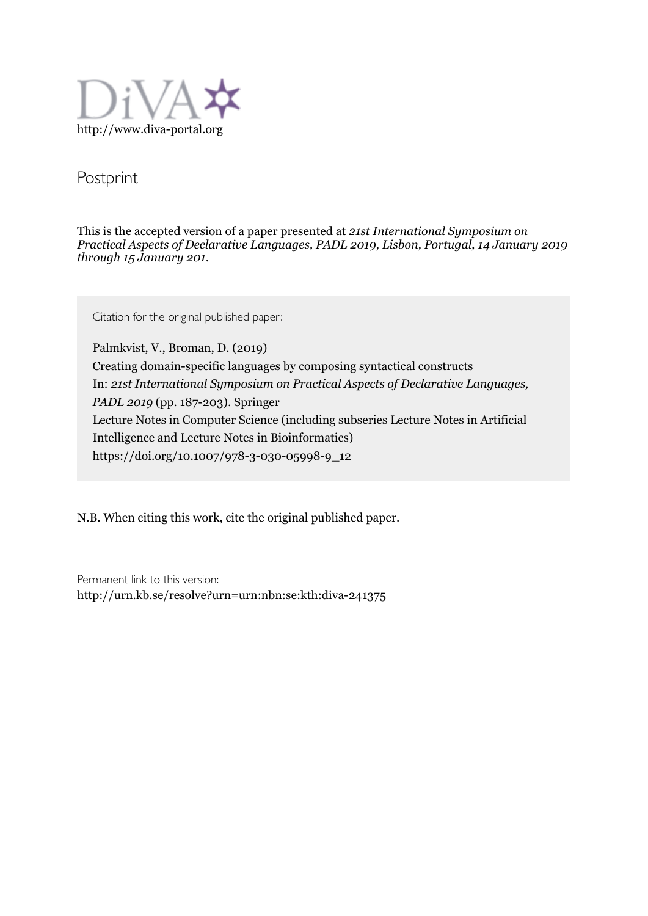DiVA

http://www.diva-portal.org

## Postprint

This is the accepted version of a paper presented at *21st International Symposium on Practical Aspects of Declarative Languages, PADL 2019, Lisbon, Portugal, 14 January 2019 through 15 January 201*.

Citation for the original published paper:

Palmkvist, V., Broman, D. (2019)
Creating domain-specific languages by composing syntactical constructs
In: *21st International Symposium on Practical Aspects of Declarative Languages, PADL 2019* (pp. 187-203). Springer
Lecture Notes in Computer Science (including subseries Lecture Notes in Artificial Intelligence and Lecture Notes in Bioinformatics)
https://doi.org/10.1007/978-3-030-05998-9_12

N.B. When citing this work, cite the original published paper.

Permanent link to this version:
http://urn.kb.se/resolve?urn=urn:nbn:se:kth:diva-241375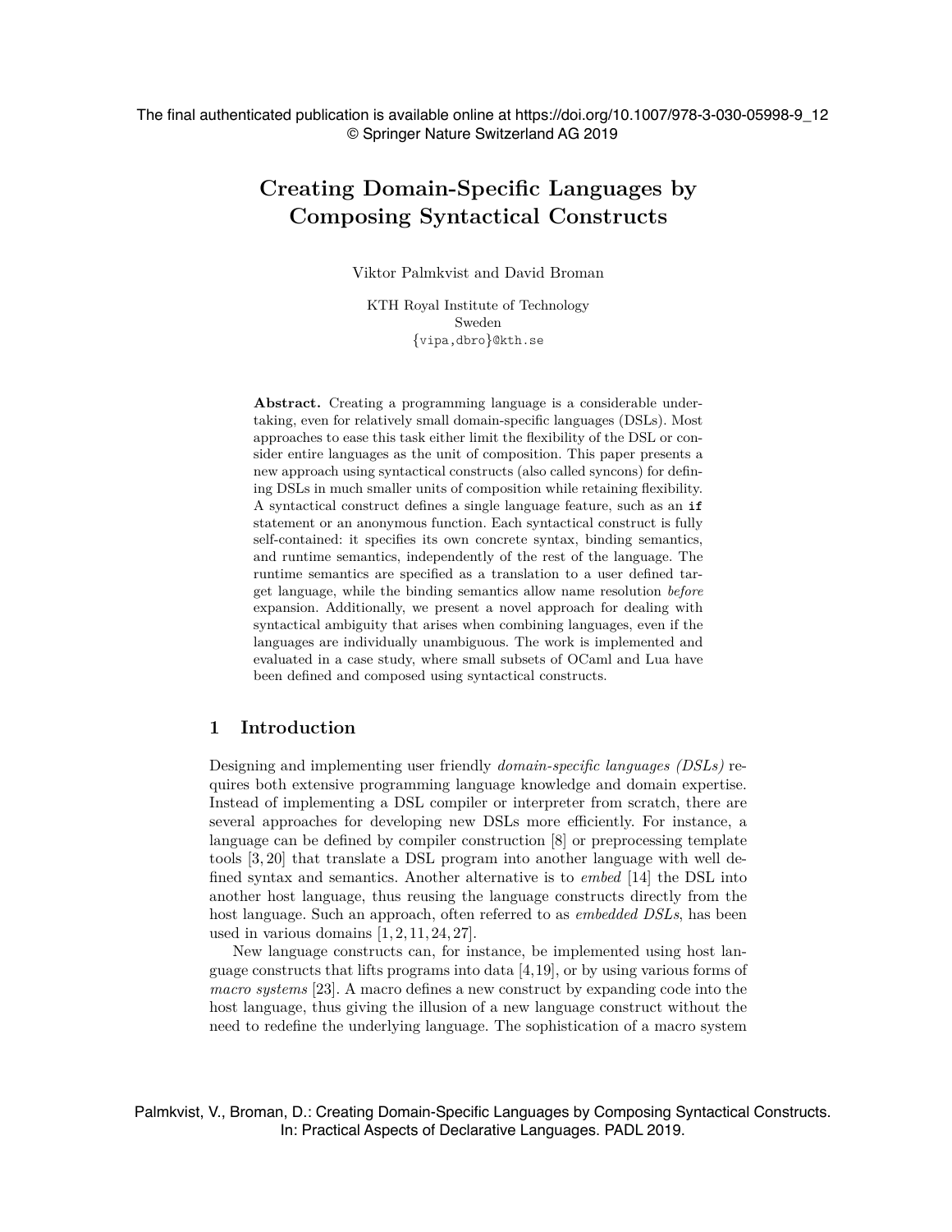The final authenticated publication is available online at https://doi.org/10.1007/978-3-030-05998-9_12
© Springer Nature Switzerland AG 2019

# Creating Domain-Specific Languages by Composing Syntactical Constructs

Viktor Palmkvist and David Broman

KTH Royal Institute of Technology
Sweden
{vipa,dbro}@kth.se

**Abstract.** Creating a programming language is a considerable undertaking, even for relatively small domain-specific languages (DSLs). Most approaches to ease this task either limit the flexibility of the DSL or consider entire languages as the unit of composition. This paper presents a new approach using syntactical constructs (also called syncons) for defining DSLs in much smaller units of composition while retaining flexibility. A syntactical construct defines a single language feature, such as an `if` statement or an anonymous function. Each syntactical construct is fully self-contained: it specifies its own concrete syntax, binding semantics, and runtime semantics, independently of the rest of the language. The runtime semantics are specified as a translation to a user defined target language, while the binding semantics allow name resolution *before* expansion. Additionally, we present a novel approach for dealing with syntactical ambiguity that arises when combining languages, even if the languages are individually unambiguous. The work is implemented and evaluated in a case study, where small subsets of OCaml and Lua have been defined and composed using syntactical constructs.

## 1 Introduction

Designing and implementing user friendly *domain-specific languages (DSLs)* requires both extensive programming language knowledge and domain expertise. Instead of implementing a DSL compiler or interpreter from scratch, there are several approaches for developing new DSLs more efficiently. For instance, a language can be defined by compiler construction [8] or preprocessing template tools [3, 20] that translate a DSL program into another language with well defined syntax and semantics. Another alternative is to *embed* [14] the DSL into another host language, thus reusing the language constructs directly from the host language. Such an approach, often referred to as *embedded DSLs*, has been used in various domains [1, 2, 11, 24, 27].

New language constructs can, for instance, be implemented using host language constructs that lifts programs into data [4, 19], or by using various forms of *macro systems* [23]. A macro defines a new construct by expanding code into the host language, thus giving the illusion of a new language construct without the need to redefine the underlying language. The sophistication of a macro system

Palmkvist, V., Broman, D.: Creating Domain-Specific Languages by Composing Syntactical Constructs. In: Practical Aspects of Declarative Languages. PADL 2019.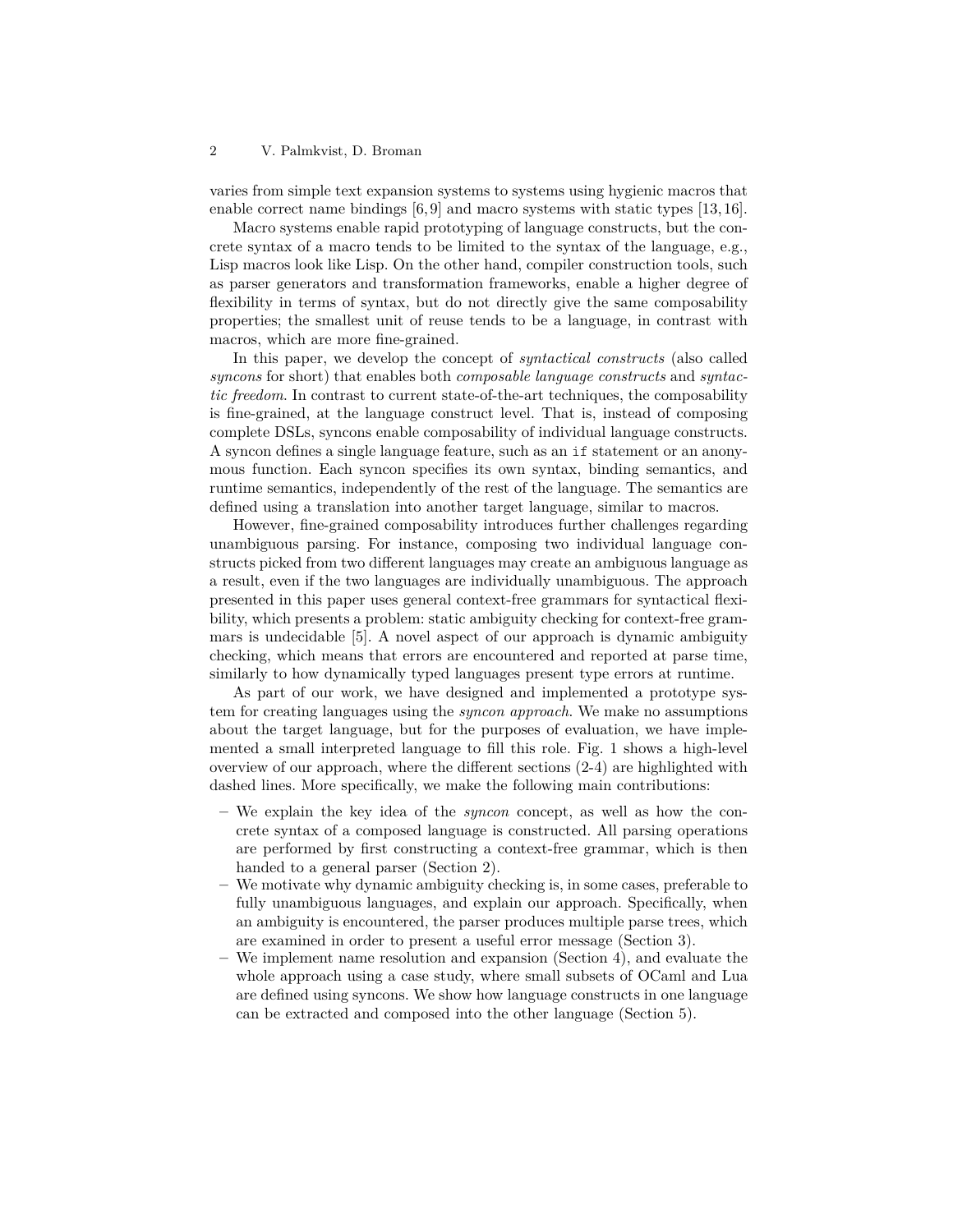varies from simple text expansion systems to systems using hygienic macros that enable correct name bindings [6,9] and macro systems with static types [13,16].

Macro systems enable rapid prototyping of language constructs, but the concrete syntax of a macro tends to be limited to the syntax of the language, e.g., Lisp macros look like Lisp. On the other hand, compiler construction tools, such as parser generators and transformation frameworks, enable a higher degree of flexibility in terms of syntax, but do not directly give the same composability properties; the smallest unit of reuse tends to be a language, in contrast with macros, which are more fine-grained.

In this paper, we develop the concept of *syntactical constructs* (also called *syncons* for short) that enables both *composable language constructs* and *syntactic freedom*. In contrast to current state-of-the-art techniques, the composability is fine-grained, at the language construct level. That is, instead of composing complete DSLs, syncons enable composability of individual language constructs. A syncon defines a single language feature, such as an `if` statement or an anonymous function. Each syncon specifies its own syntax, binding semantics, and runtime semantics, independently of the rest of the language. The semantics are defined using a translation into another target language, similar to macros.

However, fine-grained composability introduces further challenges regarding unambiguous parsing. For instance, composing two individual language constructs picked from two different languages may create an ambiguous language as a result, even if the two languages are individually unambiguous. The approach presented in this paper uses general context-free grammars for syntactical flexibility, which presents a problem: static ambiguity checking for context-free grammars is undecidable [5]. A novel aspect of our approach is dynamic ambiguity checking, which means that errors are encountered and reported at parse time, similarly to how dynamically typed languages present type errors at runtime.

As part of our work, we have designed and implemented a prototype system for creating languages using the *syncon approach*. We make no assumptions about the target language, but for the purposes of evaluation, we have implemented a small interpreted language to fill this role. Fig. 1 shows a high-level overview of our approach, where the different sections (2-4) are highlighted with dashed lines. More specifically, we make the following main contributions:

- We explain the key idea of the *syncon* concept, as well as how the concrete syntax of a composed language is constructed. All parsing operations are performed by first constructing a context-free grammar, which is then handed to a general parser (Section 2).
- We motivate why dynamic ambiguity checking is, in some cases, preferable to fully unambiguous languages, and explain our approach. Specifically, when an ambiguity is encountered, the parser produces multiple parse trees, which are examined in order to present a useful error message (Section 3).
- We implement name resolution and expansion (Section 4), and evaluate the whole approach using a case study, where small subsets of OCaml and Lua are defined using syncons. We show how language constructs in one language can be extracted and composed into the other language (Section 5).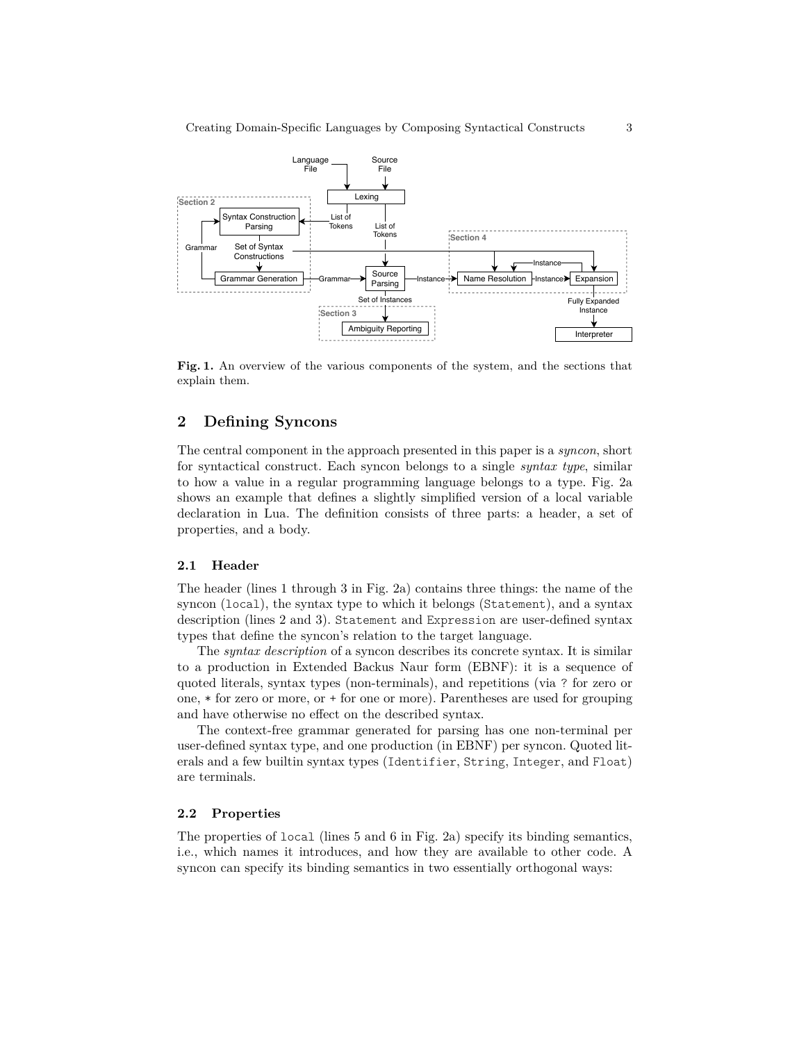Fig. 1. An overview of the various components of the system, and the sections that explain them.

## 2 Defining Syncons

The central component in the approach presented in this paper is a *syncon*, short for syntactical construct. Each syncon belongs to a single *syntax type*, similar to how a value in a regular programming language belongs to a type. Fig. 2a shows an example that defines a slightly simplified version of a local variable declaration in Lua. The definition consists of three parts: a header, a set of properties, and a body.

### 2.1 Header

The header (lines 1 through 3 in Fig. 2a) contains three things: the name of the syncon (`local`), the syntax type to which it belongs (`Statement`), and a syntax description (lines 2 and 3). `Statement` and `Expression` are user-defined syntax types that define the syncon's relation to the target language.

The *syntax description* of a syncon describes its concrete syntax. It is similar to a production in Extended Backus Naur form (EBNF): it is a sequence of quoted literals, syntax types (non-terminals), and repetitions (via `?` for zero or one, `*` for zero or more, or `+` for one or more). Parentheses are used for grouping and have otherwise no effect on the described syntax.

The context-free grammar generated for parsing has one non-terminal per user-defined syntax type, and one production (in EBNF) per syncon. Quoted literals and a few builtin syntax types (`Identifier`, `String`, `Integer`, and `Float`) are terminals.

### 2.2 Properties

The properties of `local` (lines 5 and 6 in Fig. 2a) specify its binding semantics, i.e., which names it introduces, and how they are available to other code. A syncon can specify its binding semantics in two essentially orthogonal ways: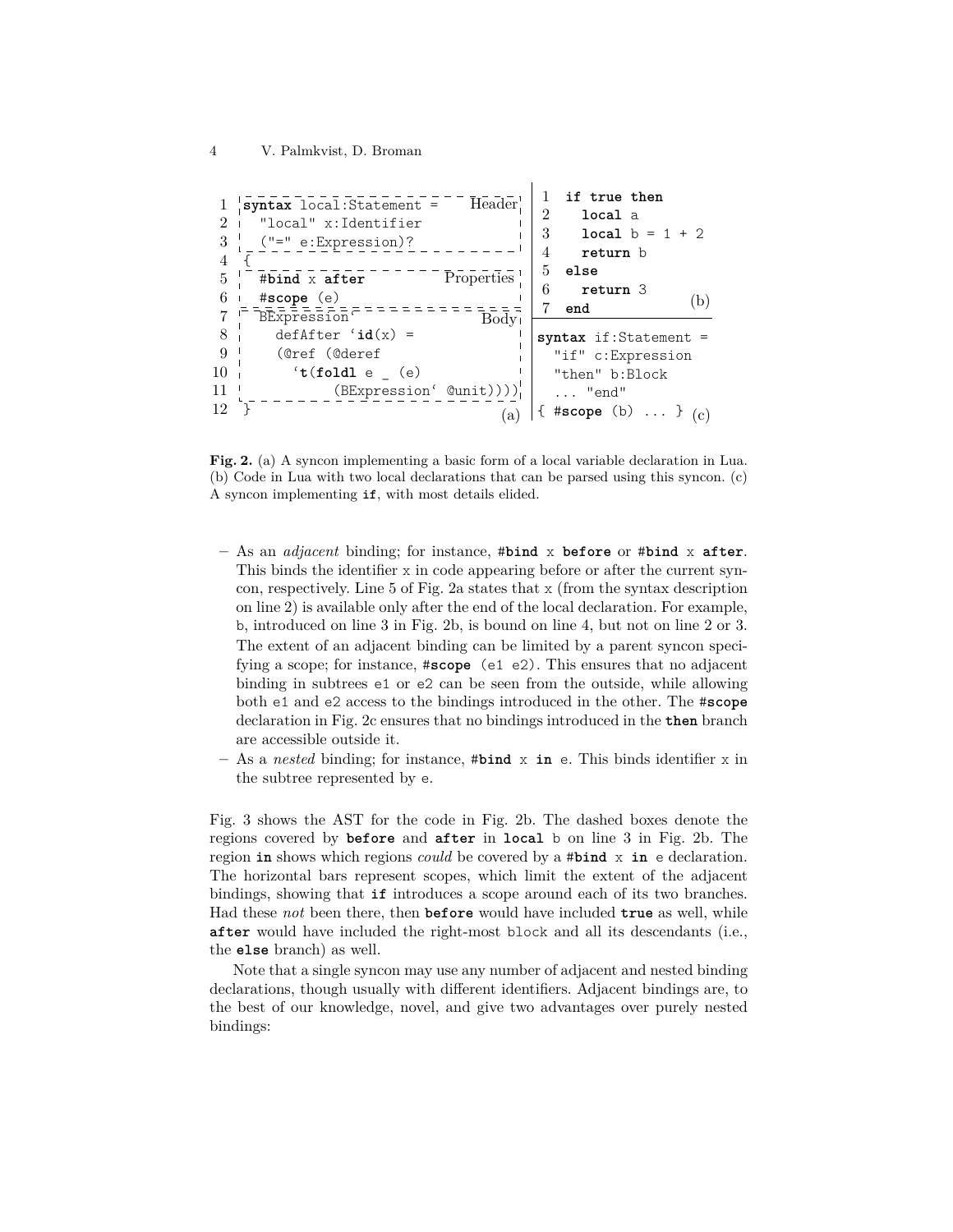```
1  syntax local:Statement =                    Header
2    "local" x:Identifier
3    ("=" e:Expression)?
4  {
5    #bind x after                             Properties
6    #scope (e)
7    BExpression`                              Body
8      defAfter `id(x) =
9      (@ref (@deref
10       `t(foldl e _ (e)
11           (BExpression` @unit))))
12 }
                                               (a)
```

```
1  if true then
2    local a
3    local b = 1 + 2
4    return b
5  else
6    return 3
7  end
                                               (b)
```

```
syntax if:Statement =
  "if" c:Expression
  "then" b:Block
  ... "end"
{ #scope (b) ... }
                                               (c)
```

**Fig. 2.** (a) A syncon implementing a basic form of a local variable declaration in Lua. (b) Code in Lua with two local declarations that can be parsed using this syncon. (c) A syncon implementing `if`, with most details elided.

- As an *adjacent* binding; for instance, `#bind x before` or `#bind x after`. This binds the identifier `x` in code appearing before or after the current syncon, respectively. Line 5 of Fig. 2a states that `x` (from the syntax description on line 2) is available only after the end of the local declaration. For example, `b`, introduced on line 3 in Fig. 2b, is bound on line 4, but not on line 2 or 3. The extent of an adjacent binding can be limited by a parent syncon specifying a scope; for instance, `#scope (e1 e2)`. This ensures that no adjacent binding in subtrees `e1` or `e2` can be seen from the outside, while allowing both `e1` and `e2` access to the bindings introduced in the other. The `#scope` declaration in Fig. 2c ensures that no bindings introduced in the **then** branch are accessible outside it.
- As a *nested* binding; for instance, `#bind x in e`. This binds identifier `x` in the subtree represented by `e`.

Fig. 3 shows the AST for the code in Fig. 2b. The dashed boxes denote the regions covered by **before** and **after** in **local** `b` on line 3 in Fig. 2b. The region **in** shows which regions *could* be covered by a `#bind x in e` declaration. The horizontal bars represent scopes, which limit the extent of the adjacent bindings, showing that **if** introduces a scope around each of its two branches. Had these *not* been there, then **before** would have included **true** as well, while **after** would have included the right-most `block` and all its descendants (i.e., the **else** branch) as well.

Note that a single syncon may use any number of adjacent and nested binding declarations, though usually with different identifiers. Adjacent bindings are, to the best of our knowledge, novel, and give two advantages over purely nested bindings: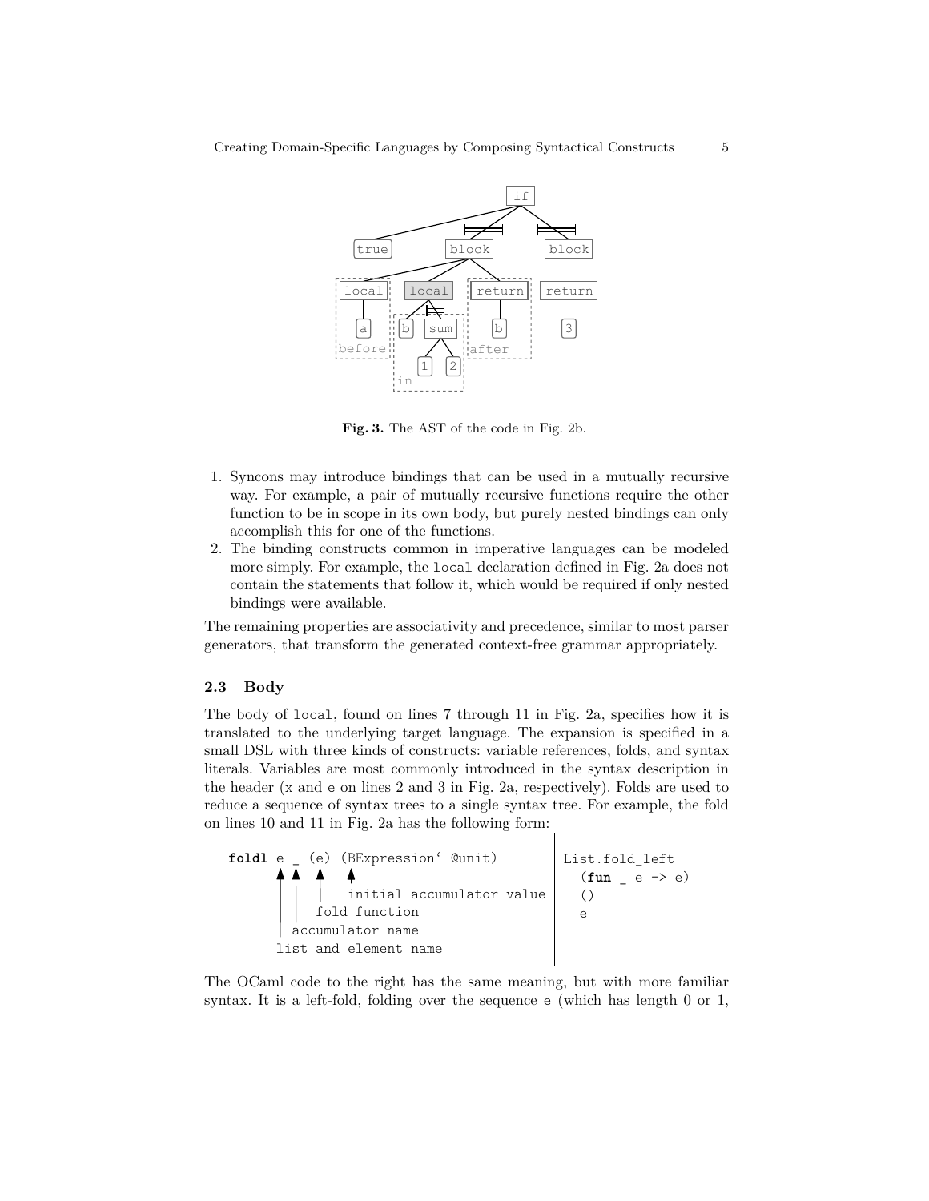**Fig. 3.** The AST of the code in Fig. 2b.

1. Syncons may introduce bindings that can be used in a mutually recursive way. For example, a pair of mutually recursive functions require the other function to be in scope in its own body, but purely nested bindings can only accomplish this for one of the functions.
2. The binding constructs common in imperative languages can be modeled more simply. For example, the `local` declaration defined in Fig. 2a does not contain the statements that follow it, which would be required if only nested bindings were available.

The remaining properties are associativity and precedence, similar to most parser generators, that transform the generated context-free grammar appropriately.

### 2.3 Body

The body of `local`, found on lines 7 through 11 in Fig. 2a, specifies how it is translated to the underlying target language. The expansion is specified in a small DSL with three kinds of constructs: variable references, folds, and syntax literals. Variables are most commonly introduced in the syntax description in the header (`x` and `e` on lines 2 and 3 in Fig. 2a, respectively). Folds are used to reduce a sequence of syntax trees to a single syntax tree. For example, the fold on lines 10 and 11 in Fig. 2a has the following form:

```
foldl e _ (e) (BExpression‘ @unit)
      ▲ ▲  ▲    ▲
      | |  |    initial accumulator value
      | |  fold function
      | accumulator name
      list and element name
```

```
List.fold_left
  (fun _ e -> e)
  ()
  e
```

The OCaml code to the right has the same meaning, but with more familiar syntax. It is a left-fold, folding over the sequence `e` (which has length 0 or 1,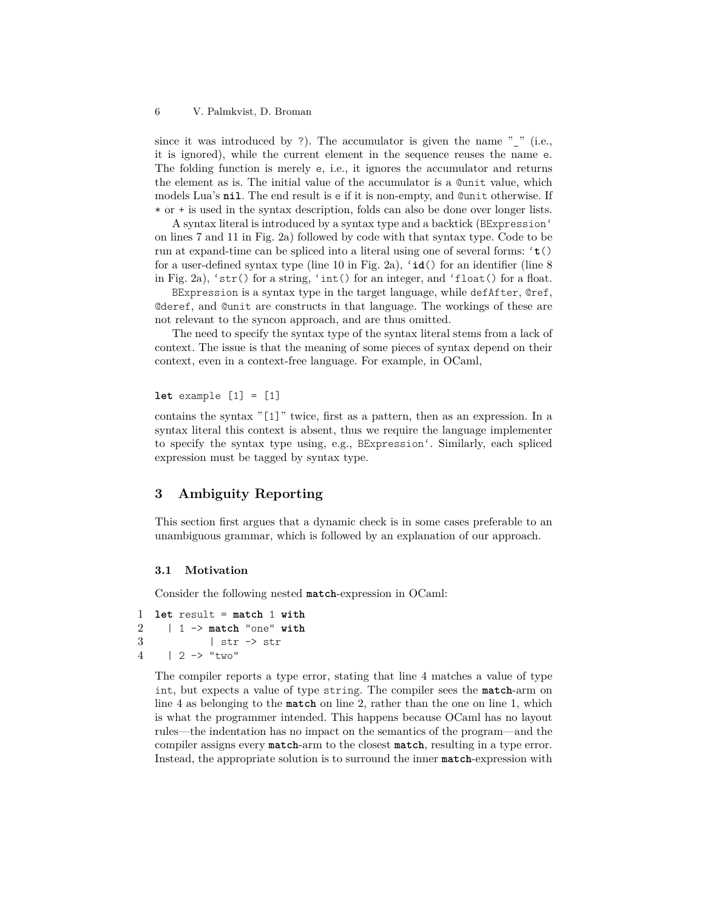since it was introduced by `?`). The accumulator is given the name "_" (i.e., it is ignored), while the current element in the sequence reuses the name `e`. The folding function is merely `e`, i.e., it ignores the accumulator and returns the element as is. The initial value of the accumulator is a `@unit` value, which models Lua's **`nil`**. The end result is `e` if it is non-empty, and `@unit` otherwise. If `*` or `+` is used in the syntax description, folds can also be done over longer lists.

A syntax literal is introduced by a syntax type and a backtick (`` BExpression` `` on lines 7 and 11 in Fig. 2a) followed by code with that syntax type. Code to be run at expand-time can be spliced into a literal using one of several forms: `` `t() `` for a user-defined syntax type (line 10 in Fig. 2a), `` `id() `` for an identifier (line 8 in Fig. 2a), `` `str() `` for a string, `` `int() `` for an integer, and `` `float() `` for a float.

`BExpression` is a syntax type in the target language, while `defAfter`, `@ref`, `@deref`, and `@unit` are constructs in that language. The workings of these are not relevant to the syncon approach, and are thus omitted.

The need to specify the syntax type of the syntax literal stems from a lack of context. The issue is that the meaning of some pieces of syntax depend on their context, even in a context-free language. For example, in OCaml,

```
let example [1] = [1]
```

contains the syntax "[1]" twice, first as a pattern, then as an expression. In a syntax literal this context is absent, thus we require the language implementer to specify the syntax type using, e.g., `` BExpression` ``. Similarly, each spliced expression must be tagged by syntax type.

## 3 Ambiguity Reporting

This section first argues that a dynamic check is in some cases preferable to an unambiguous grammar, which is followed by an explanation of our approach.

### 3.1 Motivation

Consider the following nested **match**-expression in OCaml:

```
1  let result = match 1 with
2    | 1 -> match "one" with
3           | str -> str
4    | 2 -> "two"
```

The compiler reports a type error, stating that line 4 matches a value of type `int`, but expects a value of type `string`. The compiler sees the **match**-arm on line 4 as belonging to the **match** on line 2, rather than the one on line 1, which is what the programmer intended. This happens because OCaml has no layout rules—the indentation has no impact on the semantics of the program—and the compiler assigns every **match**-arm to the closest **match**, resulting in a type error. Instead, the appropriate solution is to surround the inner **match**-expression with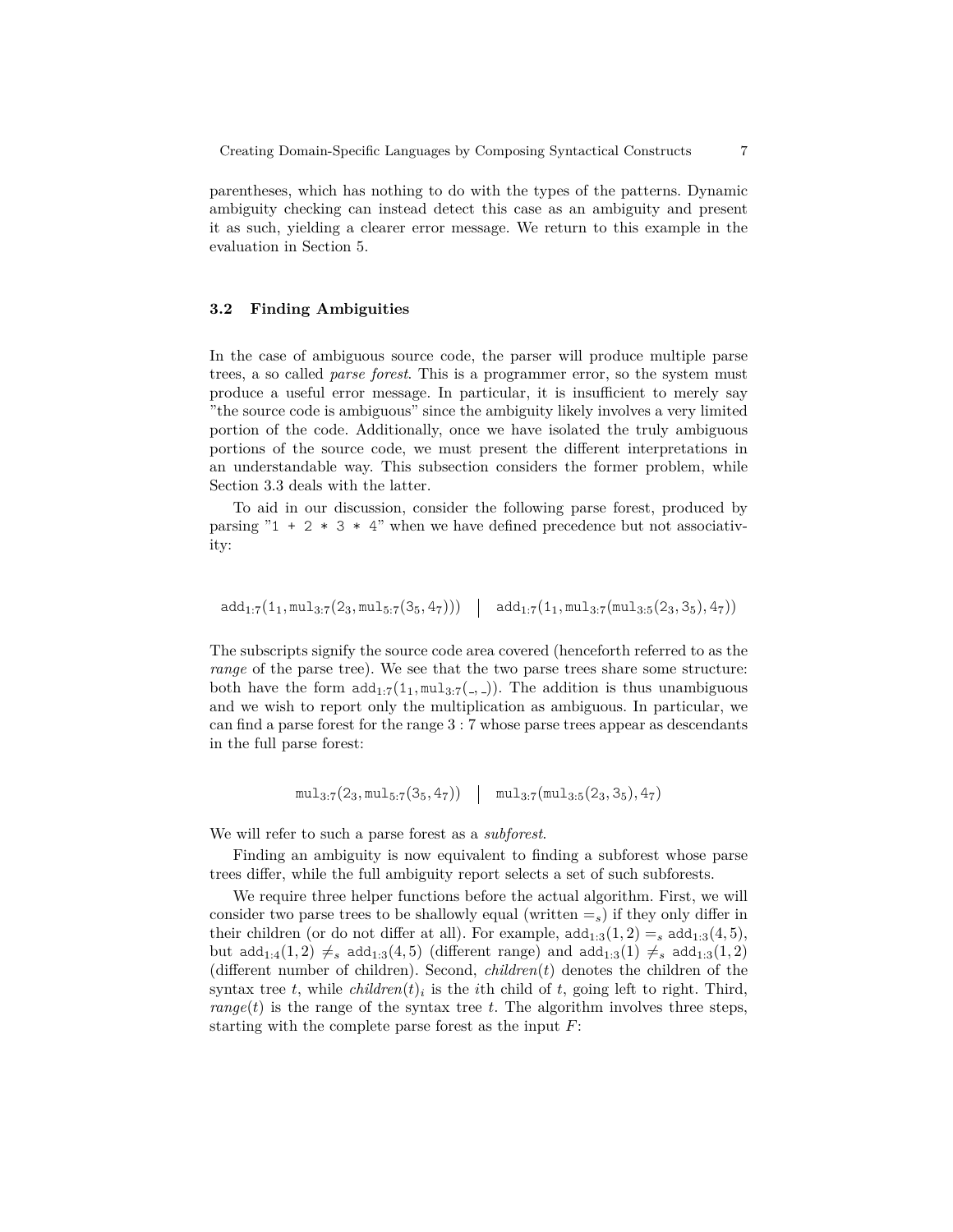parentheses, which has nothing to do with the types of the patterns. Dynamic ambiguity checking can instead detect this case as an ambiguity and present it as such, yielding a clearer error message. We return to this example in the evaluation in Section 5.

### 3.2 Finding Ambiguities

In the case of ambiguous source code, the parser will produce multiple parse trees, a so called *parse forest*. This is a programmer error, so the system must produce a useful error message. In particular, it is insufficient to merely say "the source code is ambiguous" since the ambiguity likely involves a very limited portion of the code. Additionally, once we have isolated the truly ambiguous portions of the source code, we must present the different interpretations in an understandable way. This subsection considers the former problem, while Section 3.3 deals with the latter.

To aid in our discussion, consider the following parse forest, produced by parsing "`1 + 2 * 3 * 4`" when we have defined precedence but not associativity:

$$\mathtt{add}_{1:7}(1_1, \mathtt{mul}_{3:7}(2_3, \mathtt{mul}_{5:7}(3_5, 4_7))) \quad \Big| \quad \mathtt{add}_{1:7}(1_1, \mathtt{mul}_{3:7}(\mathtt{mul}_{3:5}(2_3, 3_5), 4_7))$$

The subscripts signify the source code area covered (henceforth referred to as the *range* of the parse tree). We see that the two parse trees share some structure: both have the form $\mathtt{add}_{1:7}(1_1, \mathtt{mul}_{3:7}(\_, \_))$. The addition is thus unambiguous and we wish to report only the multiplication as ambiguous. In particular, we can find a parse forest for the range $3:7$ whose parse trees appear as descendants in the full parse forest:

$$\mathtt{mul}_{3:7}(2_3, \mathtt{mul}_{5:7}(3_5, 4_7)) \quad \Big| \quad \mathtt{mul}_{3:7}(\mathtt{mul}_{3:5}(2_3, 3_5), 4_7)$$

We will refer to such a parse forest as a *subforest*.

Finding an ambiguity is now equivalent to finding a subforest whose parse trees differ, while the full ambiguity report selects a set of such subforests.

We require three helper functions before the actual algorithm. First, we will consider two parse trees to be shallowly equal (written $=_s$) if they only differ in their children (or do not differ at all). For example, $\mathtt{add}_{1:3}(1, 2) =_s \mathtt{add}_{1:3}(4, 5)$, but $\mathtt{add}_{1:4}(1, 2) \neq_s \mathtt{add}_{1:3}(4, 5)$ (different range) and $\mathtt{add}_{1:3}(1) \neq_s \mathtt{add}_{1:3}(1, 2)$ (different number of children). Second, *children*$(t)$ denotes the children of the syntax tree $t$, while *children*$(t)_i$ is the $i$th child of $t$, going left to right. Third, *range*$(t)$ is the range of the syntax tree $t$. The algorithm involves three steps, starting with the complete parse forest as the input $F$: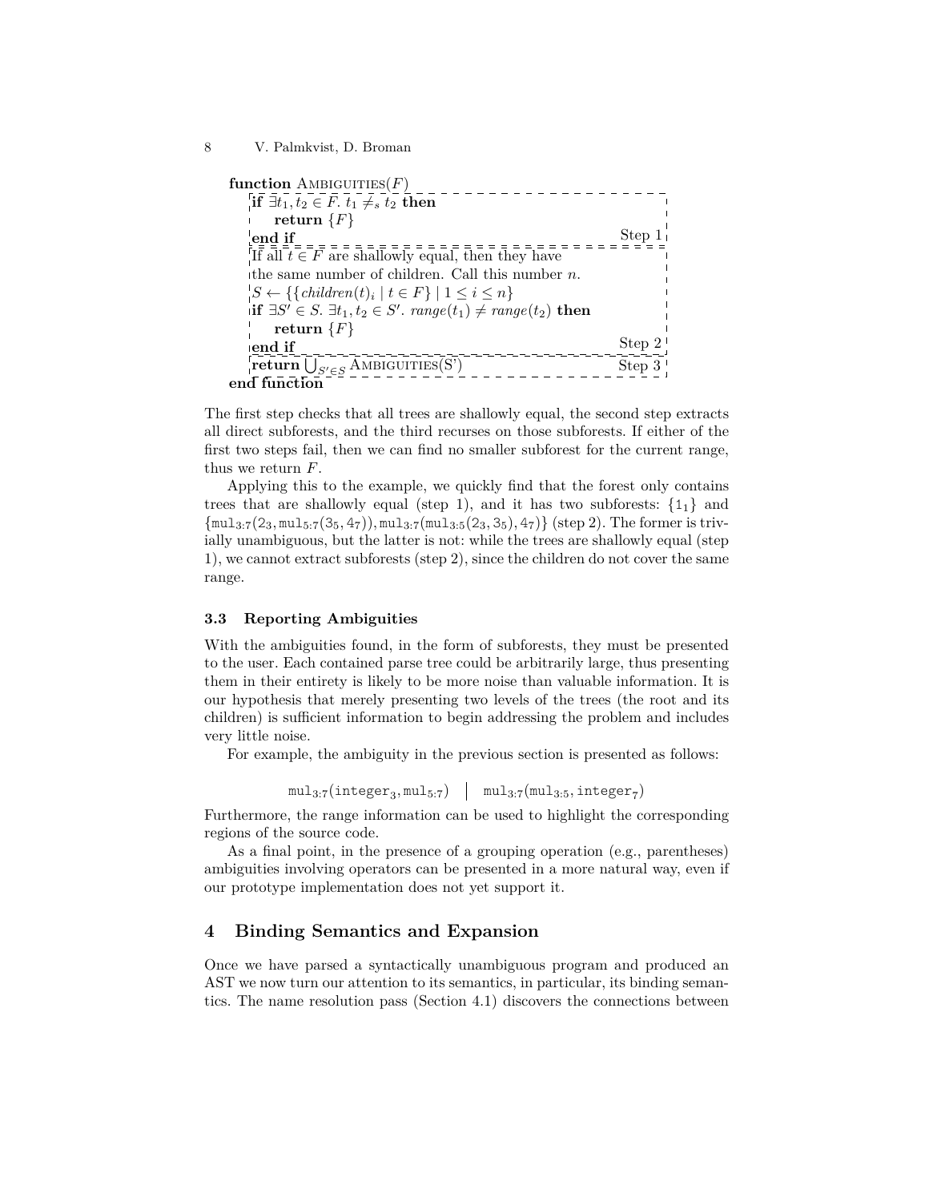```
function AMBIGUITIES(F)
    if ∃t1, t2 ∈ F. t1 ≠s t2 then
        return {F}
    end if                                                      Step 1
    If all t ∈ F are shallowly equal, then they have
    the same number of children. Call this number n.
    S ← {{children(t)_i | t ∈ F} | 1 ≤ i ≤ n}
    if ∃S' ∈ S. ∃t1, t2 ∈ S'. range(t1) ≠ range(t2) then
        return {F}
    end if                                                      Step 2
    return ⋃_{S'∈S} AMBIGUITIES(S')                             Step 3
end function
```

The first step checks that all trees are shallowly equal, the second step extracts all direct subforests, and the third recurses on those subforests. If either of the first two steps fail, then we can find no smaller subforest for the current range, thus we return $F$.

Applying this to the example, we quickly find that the forest only contains trees that are shallowly equal (step 1), and it has two subforests: $\{1_1\}$ and $\{\texttt{mul}_{3:7}(2_3, \texttt{mul}_{5:7}(3_5, 4_7)), \texttt{mul}_{3:7}(\texttt{mul}_{3:5}(2_3, 3_5), 4_7)\}$ (step 2). The former is trivially unambiguous, but the latter is not: while the trees are shallowly equal (step 1), we cannot extract subforests (step 2), since the children do not cover the same range.

### 3.3 Reporting Ambiguities

With the ambiguities found, in the form of subforests, they must be presented to the user. Each contained parse tree could be arbitrarily large, thus presenting them in their entirety is likely to be more noise than valuable information. It is our hypothesis that merely presenting two levels of the trees (the root and its children) is sufficient information to begin addressing the problem and includes very little noise.

For example, the ambiguity in the previous section is presented as follows:

$$\texttt{mul}_{3:7}(\texttt{integer}_3, \texttt{mul}_{5:7}) \quad \Big| \quad \texttt{mul}_{3:7}(\texttt{mul}_{3:5}, \texttt{integer}_7)$$

Furthermore, the range information can be used to highlight the corresponding regions of the source code.

As a final point, in the presence of a grouping operation (e.g., parentheses) ambiguities involving operators can be presented in a more natural way, even if our prototype implementation does not yet support it.

## 4 Binding Semantics and Expansion

Once we have parsed a syntactically unambiguous program and produced an AST we now turn our attention to its semantics, in particular, its binding semantics. The name resolution pass (Section 4.1) discovers the connections between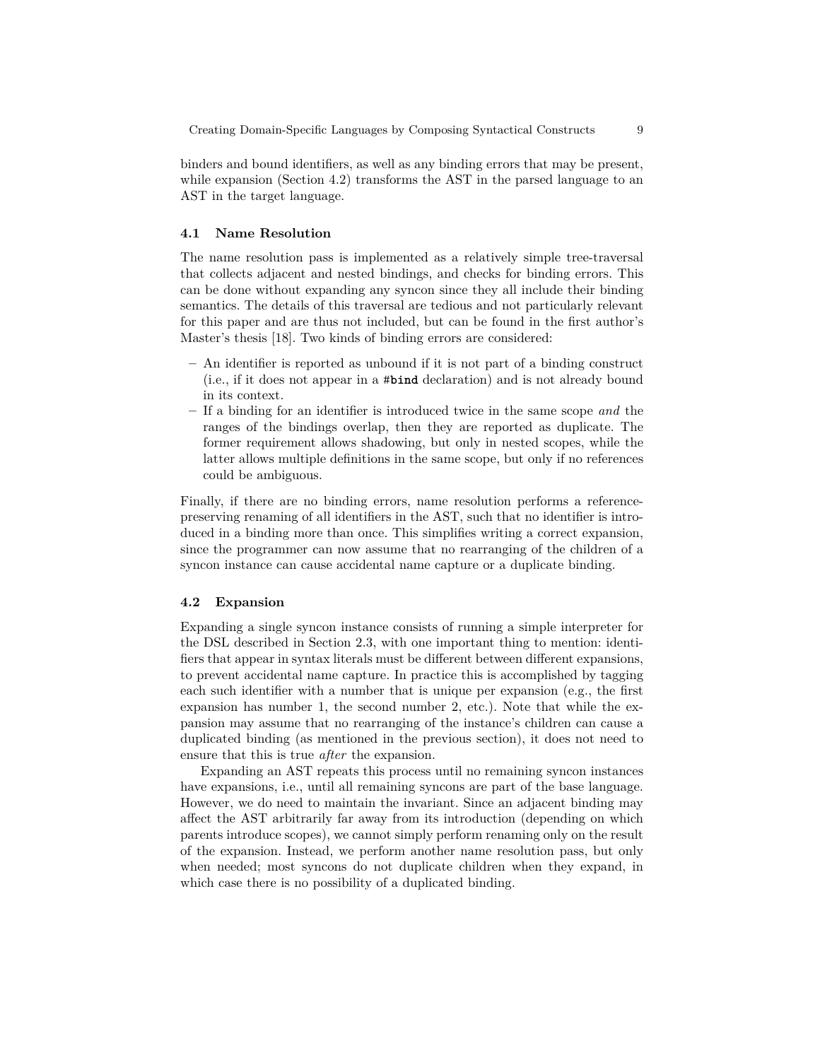binders and bound identifiers, as well as any binding errors that may be present, while expansion (Section 4.2) transforms the AST in the parsed language to an AST in the target language.

### 4.1 Name Resolution

The name resolution pass is implemented as a relatively simple tree-traversal that collects adjacent and nested bindings, and checks for binding errors. This can be done without expanding any syncon since they all include their binding semantics. The details of this traversal are tedious and not particularly relevant for this paper and are thus not included, but can be found in the first author's Master's thesis [18]. Two kinds of binding errors are considered:

- An identifier is reported as unbound if it is not part of a binding construct (i.e., if it does not appear in a `#bind` declaration) and is not already bound in its context.
- If a binding for an identifier is introduced twice in the same scope *and* the ranges of the bindings overlap, then they are reported as duplicate. The former requirement allows shadowing, but only in nested scopes, while the latter allows multiple definitions in the same scope, but only if no references could be ambiguous.

Finally, if there are no binding errors, name resolution performs a reference-preserving renaming of all identifiers in the AST, such that no identifier is introduced in a binding more than once. This simplifies writing a correct expansion, since the programmer can now assume that no rearranging of the children of a syncon instance can cause accidental name capture or a duplicate binding.

### 4.2 Expansion

Expanding a single syncon instance consists of running a simple interpreter for the DSL described in Section 2.3, with one important thing to mention: identifiers that appear in syntax literals must be different between different expansions, to prevent accidental name capture. In practice this is accomplished by tagging each such identifier with a number that is unique per expansion (e.g., the first expansion has number 1, the second number 2, etc.). Note that while the expansion may assume that no rearranging of the instance's children can cause a duplicated binding (as mentioned in the previous section), it does not need to ensure that this is true *after* the expansion.

Expanding an AST repeats this process until no remaining syncon instances have expansions, i.e., until all remaining syncons are part of the base language. However, we do need to maintain the invariant. Since an adjacent binding may affect the AST arbitrarily far away from its introduction (depending on which parents introduce scopes), we cannot simply perform renaming only on the result of the expansion. Instead, we perform another name resolution pass, but only when needed; most syncons do not duplicate children when they expand, in which case there is no possibility of a duplicated binding.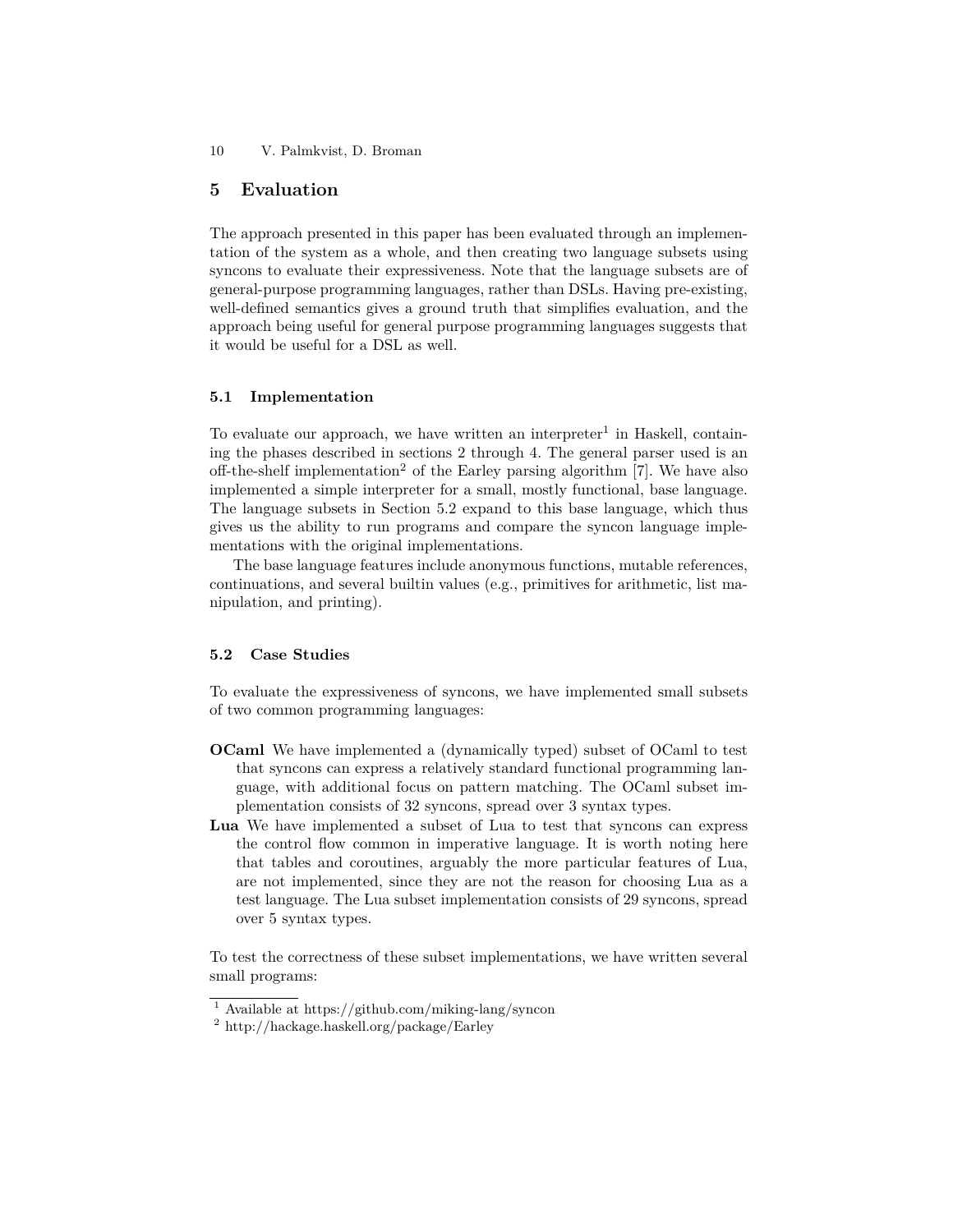## 5 Evaluation

The approach presented in this paper has been evaluated through an implementation of the system as a whole, and then creating two language subsets using syncons to evaluate their expressiveness. Note that the language subsets are of general-purpose programming languages, rather than DSLs. Having pre-existing, well-defined semantics gives a ground truth that simplifies evaluation, and the approach being useful for general purpose programming languages suggests that it would be useful for a DSL as well.

### 5.1 Implementation

To evaluate our approach, we have written an interpreter[1] in Haskell, containing the phases described in sections 2 through 4. The general parser used is an off-the-shelf implementation[2] of the Earley parsing algorithm [7]. We have also implemented a simple interpreter for a small, mostly functional, base language. The language subsets in Section 5.2 expand to this base language, which thus gives us the ability to run programs and compare the syncon language implementations with the original implementations.

The base language features include anonymous functions, mutable references, continuations, and several builtin values (e.g., primitives for arithmetic, list manipulation, and printing).

### 5.2 Case Studies

To evaluate the expressiveness of syncons, we have implemented small subsets of two common programming languages:

**OCaml** We have implemented a (dynamically typed) subset of OCaml to test that syncons can express a relatively standard functional programming language, with additional focus on pattern matching. The OCaml subset implementation consists of 32 syncons, spread over 3 syntax types.

**Lua** We have implemented a subset of Lua to test that syncons can express the control flow common in imperative language. It is worth noting here that tables and coroutines, arguably the more particular features of Lua, are not implemented, since they are not the reason for choosing Lua as a test language. The Lua subset implementation consists of 29 syncons, spread over 5 syntax types.

To test the correctness of these subset implementations, we have written several small programs:

---

[1] Available at https://github.com/miking-lang/syncon

[2] http://hackage.haskell.org/package/Earley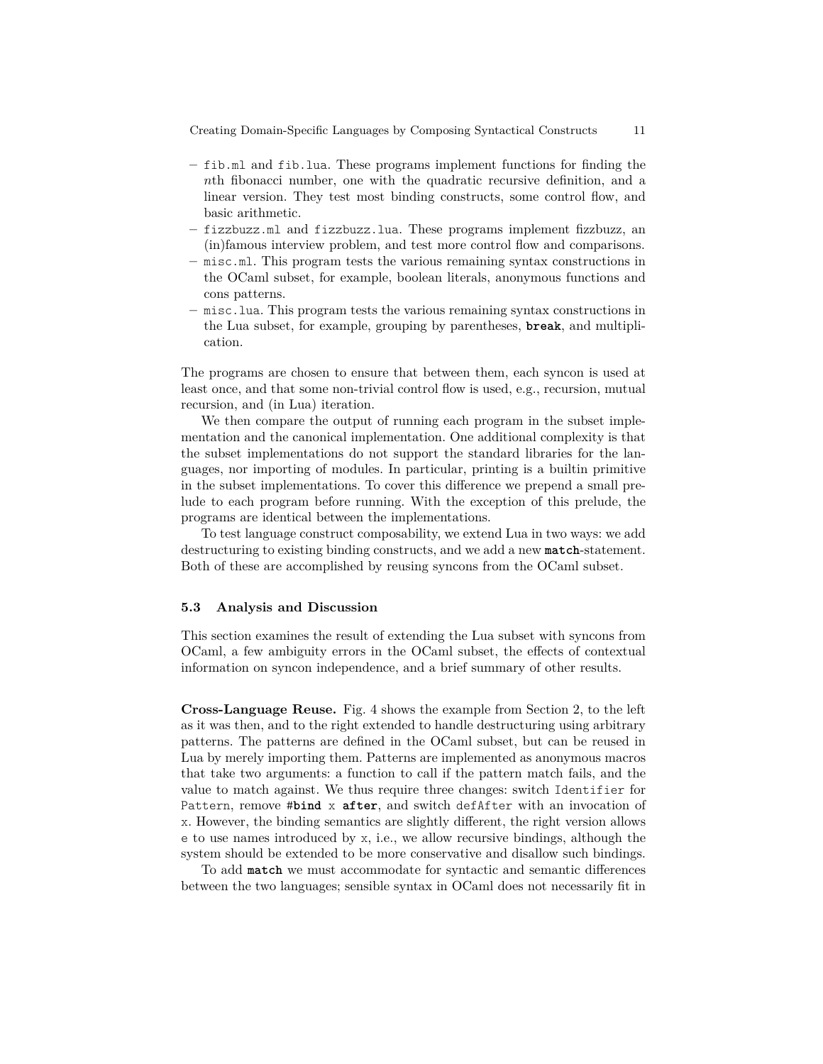- fib.ml and fib.lua. These programs implement functions for finding the *n*th fibonacci number, one with the quadratic recursive definition, and a linear version. They test most binding constructs, some control flow, and basic arithmetic.
- fizzbuzz.ml and fizzbuzz.lua. These programs implement fizzbuzz, an (in)famous interview problem, and test more control flow and comparisons.
- misc.ml. This program tests the various remaining syntax constructions in the OCaml subset, for example, boolean literals, anonymous functions and cons patterns.
- misc.lua. This program tests the various remaining syntax constructions in the Lua subset, for example, grouping by parentheses, **break**, and multiplication.

The programs are chosen to ensure that between them, each syncon is used at least once, and that some non-trivial control flow is used, e.g., recursion, mutual recursion, and (in Lua) iteration.

We then compare the output of running each program in the subset implementation and the canonical implementation. One additional complexity is that the subset implementations do not support the standard libraries for the languages, nor importing of modules. In particular, printing is a builtin primitive in the subset implementations. To cover this difference we prepend a small prelude to each program before running. With the exception of this prelude, the programs are identical between the implementations.

To test language construct composability, we extend Lua in two ways: we add destructuring to existing binding constructs, and we add a new **match**-statement. Both of these are accomplished by reusing syncons from the OCaml subset.

### 5.3 Analysis and Discussion

This section examines the result of extending the Lua subset with syncons from OCaml, a few ambiguity errors in the OCaml subset, the effects of contextual information on syncon independence, and a brief summary of other results.

**Cross-Language Reuse.** Fig. 4 shows the example from Section 2, to the left as it was then, and to the right extended to handle destructuring using arbitrary patterns. The patterns are defined in the OCaml subset, but can be reused in Lua by merely importing them. Patterns are implemented as anonymous macros that take two arguments: a function to call if the pattern match fails, and the value to match against. We thus require three changes: switch Identifier for Pattern, remove #**bind** x **after**, and switch defAfter with an invocation of x. However, the binding semantics are slightly different, the right version allows e to use names introduced by x, i.e., we allow recursive bindings, although the system should be extended to be more conservative and disallow such bindings.

To add **match** we must accommodate for syntactic and semantic differences between the two languages; sensible syntax in OCaml does not necessarily fit in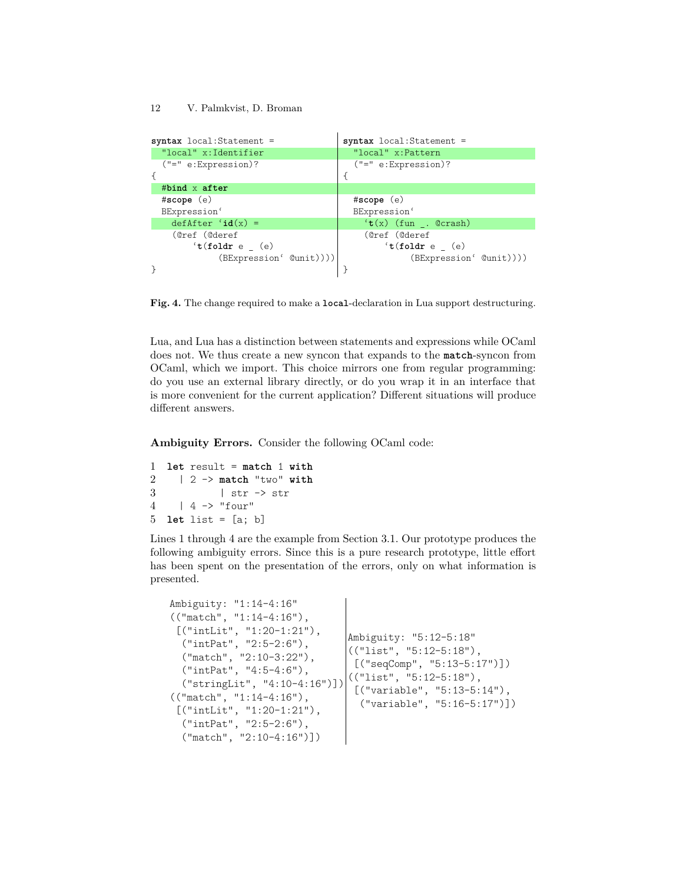```
syntax local:Statement =
  "local" x:Identifier
  ("=" e:Expression)?
{
  #bind x after
  #scope (e)
  BExpression`
    defAfter `id(x) =
    (@ref (@deref
        `t(foldr e _ (e)
            (BExpression` @unit))))
}
```

```
syntax local:Statement =
  "local" x:Pattern
  ("=" e:Expression)?
{

  #scope (e)
  BExpression`
    `t(x) (fun _. @crash)
    (@ref (@deref
        `t(foldr e _ (e)
            (BExpression` @unit))))
}
```

**Fig. 4.** The change required to make a `local`-declaration in Lua support destructuring.

Lua, and Lua has a distinction between statements and expressions while OCaml does not. We thus create a new syncon that expands to the **match**-syncon from OCaml, which we import. This choice mirrors one from regular programming: do you use an external library directly, or do you wrap it in an interface that is more convenient for the current application? Different situations will produce different answers.

**Ambiguity Errors.** Consider the following OCaml code:

```
1  let result = match 1 with
2    | 2 -> match "two" with
3           | str -> str
4    | 4 -> "four"
5  let list = [a; b]
```

Lines 1 through 4 are the example from Section 3.1. Our prototype produces the following ambiguity errors. Since this is a pure research prototype, little effort has been spent on the presentation of the errors, only on what information is presented.

```
Ambiguity: "1:14-4:16"
(("match", "1:14-4:16"),
 [("intLit", "1:20-1:21"),
  ("intPat", "2:5-2:6"),
  ("match", "2:10-3:22"),
  ("intPat", "4:5-4:6"),
  ("stringLit", "4:10-4:16")])
(("match", "1:14-4:16"),
 [("intLit", "1:20-1:21"),
  ("intPat", "2:5-2:6"),
  ("match", "2:10-4:16")])
```

```
Ambiguity: "5:12-5:18"
(("list", "5:12-5:18"),
 [("seqComp", "5:13-5:17")])
(("list", "5:12-5:18"),
 [("variable", "5:13-5:14"),
  ("variable", "5:16-5:17")])
```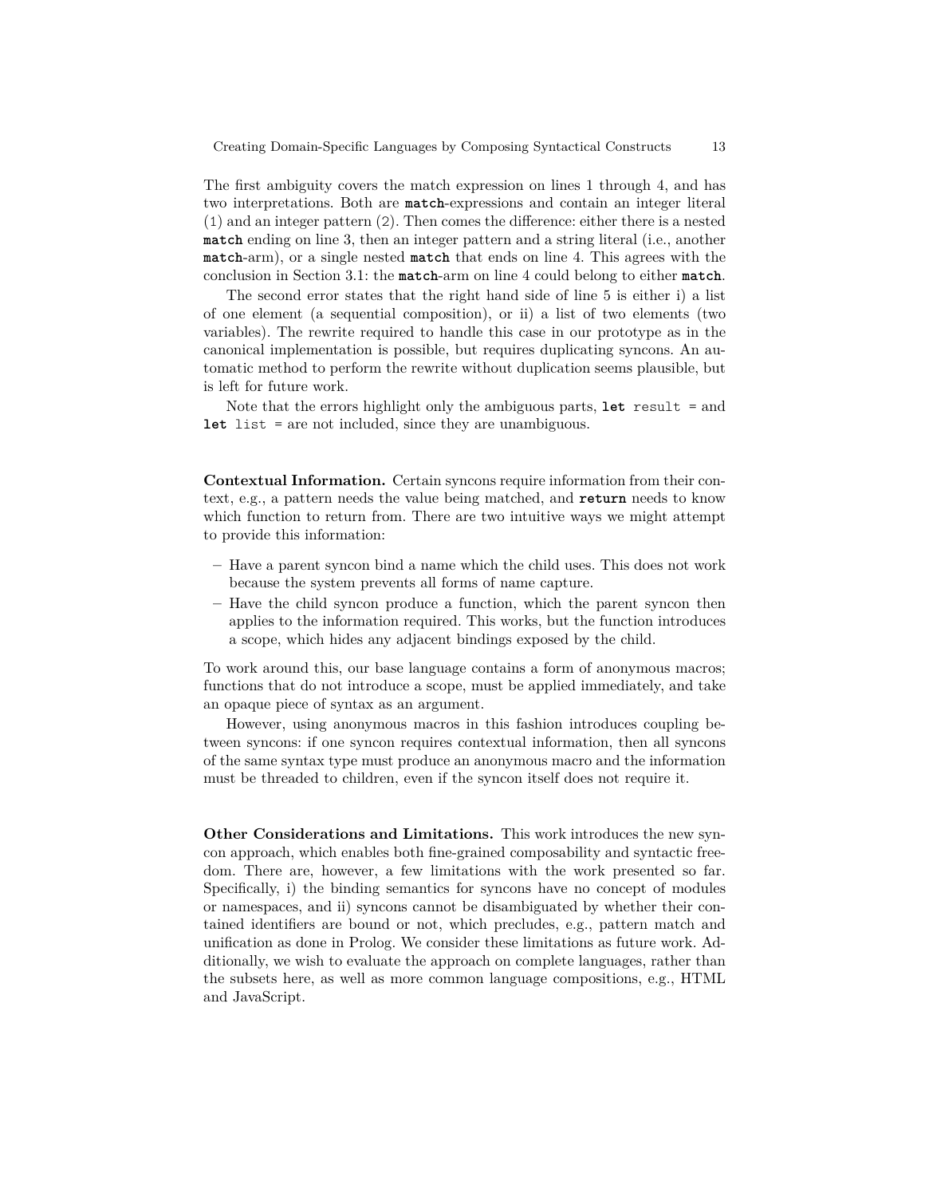The first ambiguity covers the match expression on lines 1 through 4, and has two interpretations. Both are **match**-expressions and contain an integer literal (1) and an integer pattern (2). Then comes the difference: either there is a nested **match** ending on line 3, then an integer pattern and a string literal (i.e., another **match**-arm), or a single nested **match** that ends on line 4. This agrees with the conclusion in Section 3.1: the **match**-arm on line 4 could belong to either **match**.

The second error states that the right hand side of line 5 is either i) a list of one element (a sequential composition), or ii) a list of two elements (two variables). The rewrite required to handle this case in our prototype as in the canonical implementation is possible, but requires duplicating syncons. An automatic method to perform the rewrite without duplication seems plausible, but is left for future work.

Note that the errors highlight only the ambiguous parts, `let result =` and `let list =` are not included, since they are unambiguous.

**Contextual Information.** Certain syncons require information from their context, e.g., a pattern needs the value being matched, and **return** needs to know which function to return from. There are two intuitive ways we might attempt to provide this information:

- Have a parent syncon bind a name which the child uses. This does not work because the system prevents all forms of name capture.
- Have the child syncon produce a function, which the parent syncon then applies to the information required. This works, but the function introduces a scope, which hides any adjacent bindings exposed by the child.

To work around this, our base language contains a form of anonymous macros; functions that do not introduce a scope, must be applied immediately, and take an opaque piece of syntax as an argument.

However, using anonymous macros in this fashion introduces coupling between syncons: if one syncon requires contextual information, then all syncons of the same syntax type must produce an anonymous macro and the information must be threaded to children, even if the syncon itself does not require it.

**Other Considerations and Limitations.** This work introduces the new syncon approach, which enables both fine-grained composability and syntactic freedom. There are, however, a few limitations with the work presented so far. Specifically, i) the binding semantics for syncons have no concept of modules or namespaces, and ii) syncons cannot be disambiguated by whether their contained identifiers are bound or not, which precludes, e.g., pattern match and unification as done in Prolog. We consider these limitations as future work. Additionally, we wish to evaluate the approach on complete languages, rather than the subsets here, as well as more common language compositions, e.g., HTML and JavaScript.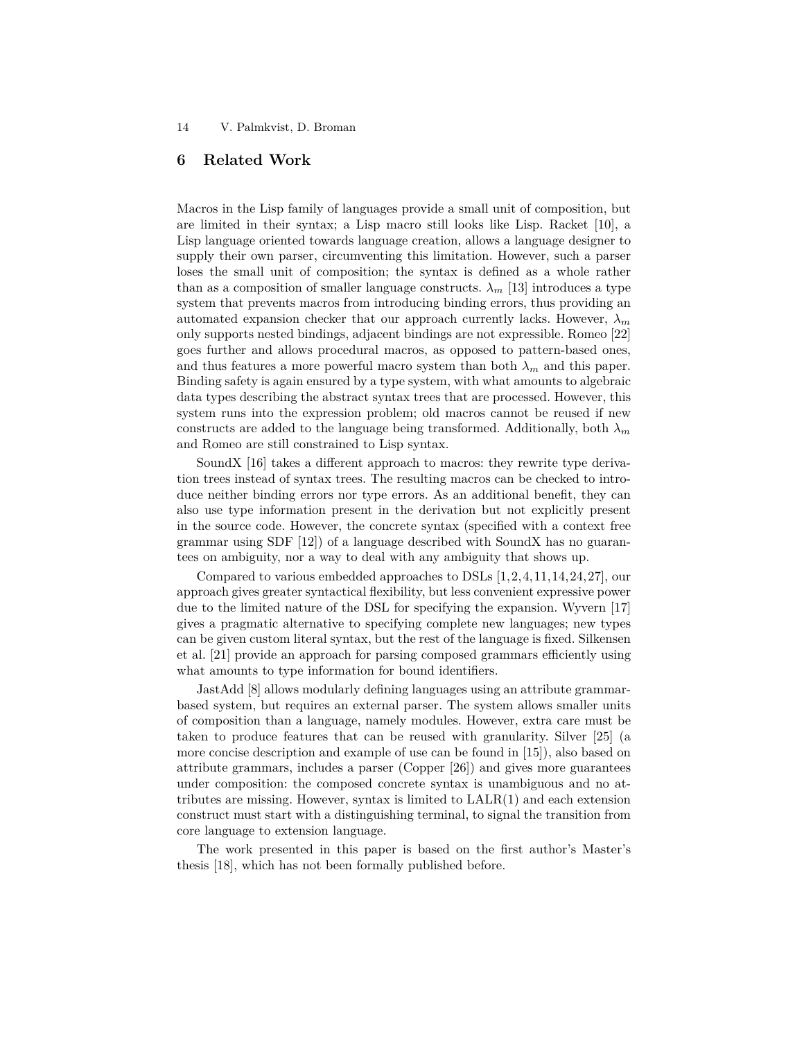## 6 Related Work

Macros in the Lisp family of languages provide a small unit of composition, but are limited in their syntax; a Lisp macro still looks like Lisp. Racket [10], a Lisp language oriented towards language creation, allows a language designer to supply their own parser, circumventing this limitation. However, such a parser loses the small unit of composition; the syntax is defined as a whole rather than as a composition of smaller language constructs. $\lambda_m$ [13] introduces a type system that prevents macros from introducing binding errors, thus providing an automated expansion checker that our approach currently lacks. However, $\lambda_m$ only supports nested bindings, adjacent bindings are not expressible. Romeo [22] goes further and allows procedural macros, as opposed to pattern-based ones, and thus features a more powerful macro system than both $\lambda_m$ and this paper. Binding safety is again ensured by a type system, with what amounts to algebraic data types describing the abstract syntax trees that are processed. However, this system runs into the expression problem; old macros cannot be reused if new constructs are added to the language being transformed. Additionally, both $\lambda_m$ and Romeo are still constrained to Lisp syntax.

SoundX [16] takes a different approach to macros: they rewrite type derivation trees instead of syntax trees. The resulting macros can be checked to introduce neither binding errors nor type errors. As an additional benefit, they can also use type information present in the derivation but not explicitly present in the source code. However, the concrete syntax (specified with a context free grammar using SDF [12]) of a language described with SoundX has no guarantees on ambiguity, nor a way to deal with any ambiguity that shows up.

Compared to various embedded approaches to DSLs [1,2,4,11,14,24,27], our approach gives greater syntactical flexibility, but less convenient expressive power due to the limited nature of the DSL for specifying the expansion. Wyvern [17] gives a pragmatic alternative to specifying complete new languages; new types can be given custom literal syntax, but the rest of the language is fixed. Silkensen et al. [21] provide an approach for parsing composed grammars efficiently using what amounts to type information for bound identifiers.

JastAdd [8] allows modularly defining languages using an attribute grammar-based system, but requires an external parser. The system allows smaller units of composition than a language, namely modules. However, extra care must be taken to produce features that can be reused with granularity. Silver [25] (a more concise description and example of use can be found in [15]), also based on attribute grammars, includes a parser (Copper [26]) and gives more guarantees under composition: the composed concrete syntax is unambiguous and no attributes are missing. However, syntax is limited to LALR(1) and each extension construct must start with a distinguishing terminal, to signal the transition from core language to extension language.

The work presented in this paper is based on the first author's Master's thesis [18], which has not been formally published before.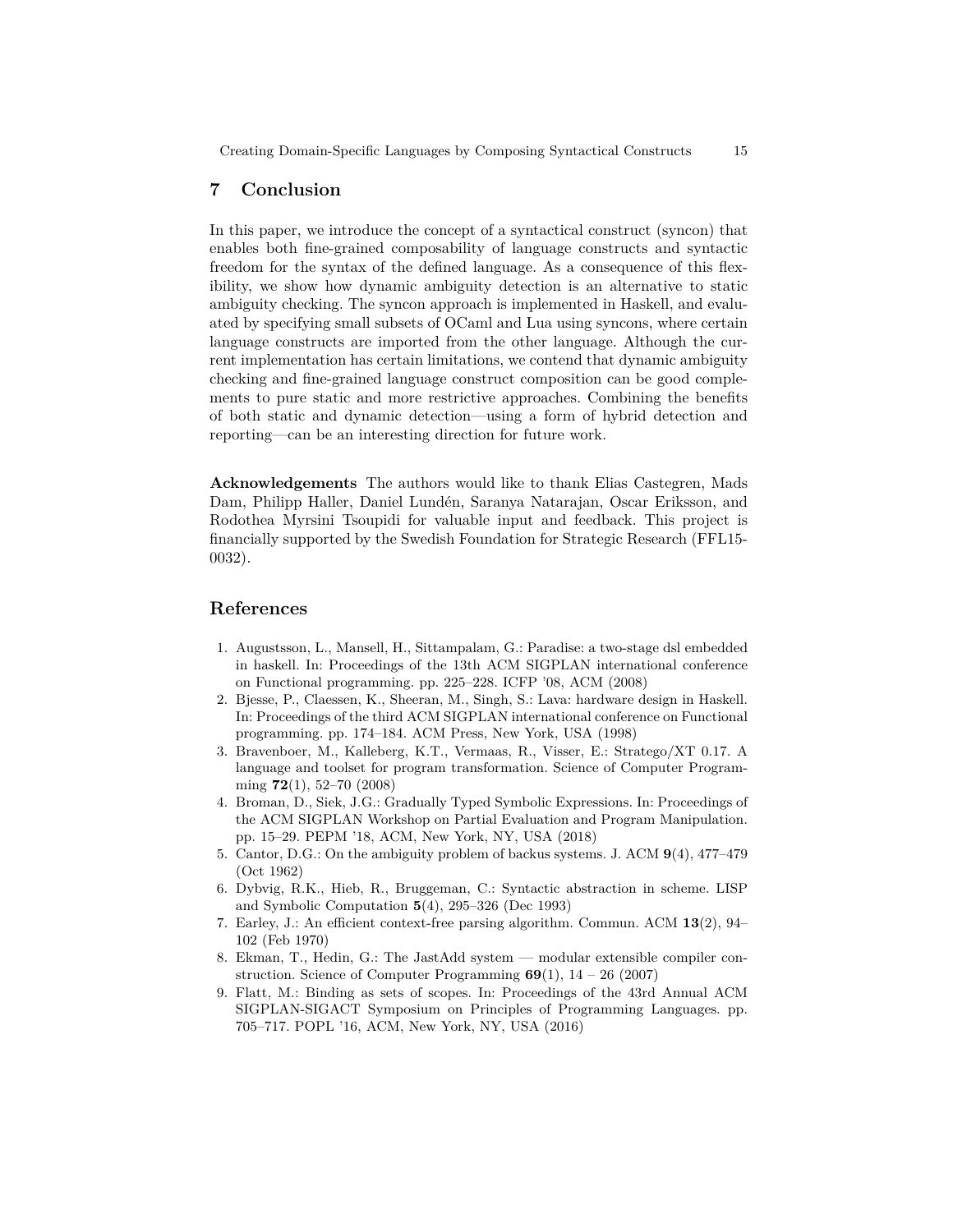## 7 Conclusion

In this paper, we introduce the concept of a syntactical construct (syncon) that enables both fine-grained composability of language constructs and syntactic freedom for the syntax of the defined language. As a consequence of this flexibility, we show how dynamic ambiguity detection is an alternative to static ambiguity checking. The syncon approach is implemented in Haskell, and evaluated by specifying small subsets of OCaml and Lua using syncons, where certain language constructs are imported from the other language. Although the current implementation has certain limitations, we contend that dynamic ambiguity checking and fine-grained language construct composition can be good complements to pure static and more restrictive approaches. Combining the benefits of both static and dynamic detection—using a form of hybrid detection and reporting—can be an interesting direction for future work.

**Acknowledgements** The authors would like to thank Elias Castegren, Mads Dam, Philipp Haller, Daniel Lundén, Saranya Natarajan, Oscar Eriksson, and Rodothea Myrsini Tsoupidi for valuable input and feedback. This project is financially supported by the Swedish Foundation for Strategic Research (FFL15-0032).

## References

1. Augustsson, L., Mansell, H., Sittampalam, G.: Paradise: a two-stage dsl embedded in haskell. In: Proceedings of the 13th ACM SIGPLAN international conference on Functional programming. pp. 225–228. ICFP '08, ACM (2008)
2. Bjesse, P., Claessen, K., Sheeran, M., Singh, S.: Lava: hardware design in Haskell. In: Proceedings of the third ACM SIGPLAN international conference on Functional programming. pp. 174–184. ACM Press, New York, USA (1998)
3. Bravenboer, M., Kalleberg, K.T., Vermaas, R., Visser, E.: Stratego/XT 0.17. A language and toolset for program transformation. Science of Computer Programming **72**(1), 52–70 (2008)
4. Broman, D., Siek, J.G.: Gradually Typed Symbolic Expressions. In: Proceedings of the ACM SIGPLAN Workshop on Partial Evaluation and Program Manipulation. pp. 15–29. PEPM '18, ACM, New York, NY, USA (2018)
5. Cantor, D.G.: On the ambiguity problem of backus systems. J. ACM **9**(4), 477–479 (Oct 1962)
6. Dybvig, R.K., Hieb, R., Bruggeman, C.: Syntactic abstraction in scheme. LISP and Symbolic Computation **5**(4), 295–326 (Dec 1993)
7. Earley, J.: An efficient context-free parsing algorithm. Commun. ACM **13**(2), 94–102 (Feb 1970)
8. Ekman, T., Hedin, G.: The JastAdd system — modular extensible compiler construction. Science of Computer Programming **69**(1), 14 – 26 (2007)
9. Flatt, M.: Binding as sets of scopes. In: Proceedings of the 43rd Annual ACM SIGPLAN-SIGACT Symposium on Principles of Programming Languages. pp. 705–717. POPL '16, ACM, New York, NY, USA (2016)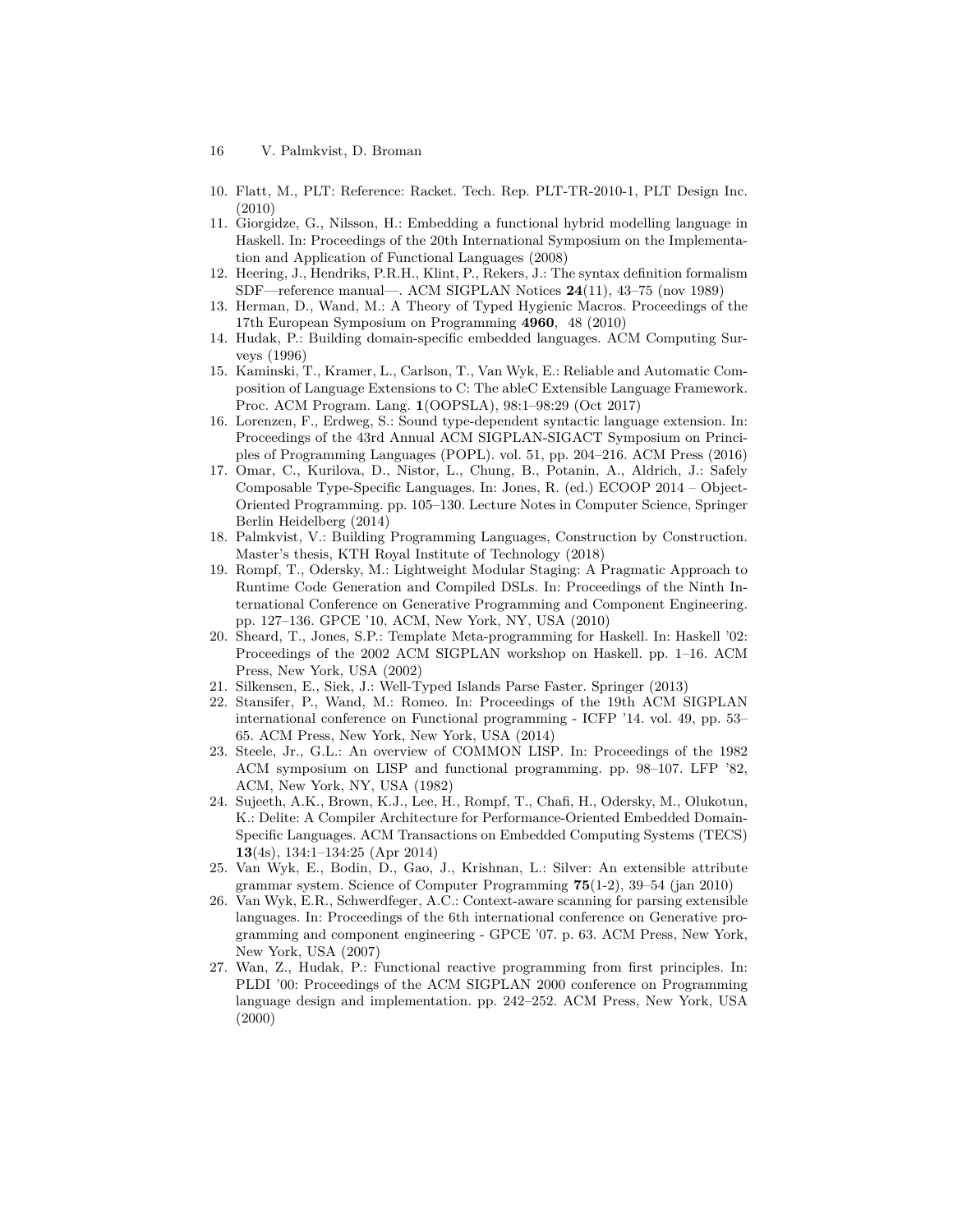10. Flatt, M., PLT: Reference: Racket. Tech. Rep. PLT-TR-2010-1, PLT Design Inc. (2010)
11. Giorgidze, G., Nilsson, H.: Embedding a functional hybrid modelling language in Haskell. In: Proceedings of the 20th International Symposium on the Implementation and Application of Functional Languages (2008)
12. Heering, J., Hendriks, P.R.H., Klint, P., Rekers, J.: The syntax definition formalism SDF—reference manual—. ACM SIGPLAN Notices **24**(11), 43–75 (nov 1989)
13. Herman, D., Wand, M.: A Theory of Typed Hygienic Macros. Proceedings of the 17th European Symposium on Programming **4960**, 48 (2010)
14. Hudak, P.: Building domain-specific embedded languages. ACM Computing Surveys (1996)
15. Kaminski, T., Kramer, L., Carlson, T., Van Wyk, E.: Reliable and Automatic Composition of Language Extensions to C: The ableC Extensible Language Framework. Proc. ACM Program. Lang. **1**(OOPSLA), 98:1–98:29 (Oct 2017)
16. Lorenzen, F., Erdweg, S.: Sound type-dependent syntactic language extension. In: Proceedings of the 43rd Annual ACM SIGPLAN-SIGACT Symposium on Principles of Programming Languages (POPL). vol. 51, pp. 204–216. ACM Press (2016)
17. Omar, C., Kurilova, D., Nistor, L., Chung, B., Potanin, A., Aldrich, J.: Safely Composable Type-Specific Languages. In: Jones, R. (ed.) ECOOP 2014 – Object-Oriented Programming. pp. 105–130. Lecture Notes in Computer Science, Springer Berlin Heidelberg (2014)
18. Palmkvist, V.: Building Programming Languages, Construction by Construction. Master's thesis, KTH Royal Institute of Technology (2018)
19. Rompf, T., Odersky, M.: Lightweight Modular Staging: A Pragmatic Approach to Runtime Code Generation and Compiled DSLs. In: Proceedings of the Ninth International Conference on Generative Programming and Component Engineering. pp. 127–136. GPCE '10, ACM, New York, NY, USA (2010)
20. Sheard, T., Jones, S.P.: Template Meta-programming for Haskell. In: Haskell '02: Proceedings of the 2002 ACM SIGPLAN workshop on Haskell. pp. 1–16. ACM Press, New York, USA (2002)
21. Silkensen, E., Siek, J.: Well-Typed Islands Parse Faster. Springer (2013)
22. Stansifer, P., Wand, M.: Romeo. In: Proceedings of the 19th ACM SIGPLAN international conference on Functional programming - ICFP '14. vol. 49, pp. 53–65. ACM Press, New York, New York, USA (2014)
23. Steele, Jr., G.L.: An overview of COMMON LISP. In: Proceedings of the 1982 ACM symposium on LISP and functional programming. pp. 98–107. LFP '82, ACM, New York, NY, USA (1982)
24. Sujeeth, A.K., Brown, K.J., Lee, H., Rompf, T., Chafi, H., Odersky, M., Olukotun, K.: Delite: A Compiler Architecture for Performance-Oriented Embedded Domain-Specific Languages. ACM Transactions on Embedded Computing Systems (TECS) **13**(4s), 134:1–134:25 (Apr 2014)
25. Van Wyk, E., Bodin, D., Gao, J., Krishnan, L.: Silver: An extensible attribute grammar system. Science of Computer Programming **75**(1-2), 39–54 (jan 2010)
26. Van Wyk, E.R., Schwerdfeger, A.C.: Context-aware scanning for parsing extensible languages. In: Proceedings of the 6th international conference on Generative programming and component engineering - GPCE '07. p. 63. ACM Press, New York, New York, USA (2007)
27. Wan, Z., Hudak, P.: Functional reactive programming from first principles. In: PLDI '00: Proceedings of the ACM SIGPLAN 2000 conference on Programming language design and implementation. pp. 242–252. ACM Press, New York, USA (2000)